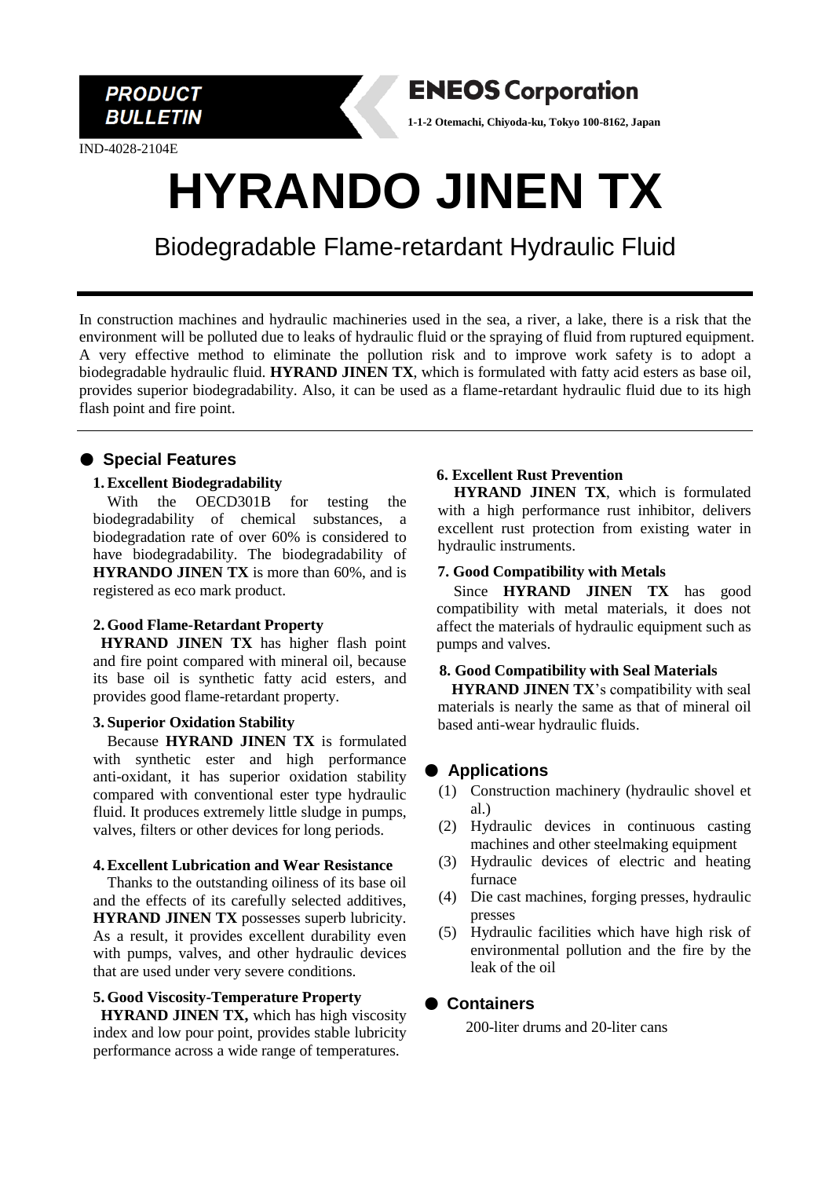**PRODUCT BULLETIN**

**ENEOS Corporation**

**1-1-2 Otemachi, Chiyoda-ku, Tokyo 100-8162, Japan**

IND-4028-2104E

# HYRANDO JINEN TX

## Biodegradable Flame-retardant Hydraulic Fluid

In construction machines and hydraulic machineries used in the sea, a river, a lake, there is a risk that the environment will be polluted due to leaks of hydraulic fluid or the spraying of fluid from ruptured equipment. A very effective method to eliminate the pollution risk and to improve work safety is to adopt a biodegradable hydraulic fluid. **HYRAND JINEN TX**, which is formulated with fatty acid esters as base oil, provides superior biodegradability. Also, it can be used as a flame-retardant hydraulic fluid due to its high flash point and fire point.

## ● Special Features

### 1. Excellent Biodegradability

With the OECD301B for testing the biodegradability of chemical substances, a biodegradation rate of over 60% is considered to have biodegradability. The biodegradability of **HYRANDO JINEN TX** is more than 60%, and is registered as eco mark product.

### 2. Good Flame-Retardant Property

**HYRAND JINEN TX** has higher flash point and fire point compared with mineral oil, because its base oil is synthetic fatty acid esters, and provides good flame-retardant property.

### 3. Superior Oxidation Stability

Because **HYRAND JINEN TX** is formulated with synthetic ester and high performance anti-oxidant, it has superior oxidation stability compared with conventional ester type hydraulic fluid. It produces extremely little sludge in pumps, valves, filters or other devices for long periods.

### 4. Excellent Lubrication and Wear Resistance

Thanks to the outstanding oiliness of its base oil and the effects of its carefully selected additives, **HYRAND JINEN TX** possesses superb lubricity. As a result, it provides excellent durability even with pumps, valves, and other hydraulic devices that are used under very severe conditions.

### 5. Good Viscosity-Temperature Property

**HYRAND JINEN TX,** which has high viscosity index and low pour point, provides stable lubricity performance across a wide range of temperatures.

### 6. Excellent Rust Prevention

**HYRAND JINEN TX**, which is formulated with a high performance rust inhibitor, delivers excellent rust protection from existing water in hydraulic instruments.

### 7. Good Compatibility with Metals

Since **HYRAND JINEN TX** has good compatibility with metal materials, it does not affect the materials of hydraulic equipment such as pumps and valves.

### 8. Good Compatibility with Seal Materials

**HYRAND JINEN TX**'s compatibility with seal materials is nearly the same as that of mineral oil based anti-wear hydraulic fluids.

## ● Applications

(1) Construction machinery (hydraulic shovel et al.)
(2) Hydraulic devices in continuous casting machines and other steelmaking equipment
(3) Hydraulic devices of electric and heating furnace
(4) Die cast machines, forging presses, hydraulic presses
(5) Hydraulic facilities which have high risk of environmental pollution and the fire by the leak of the oil

## ● Containers

200-liter drums and 20-liter cans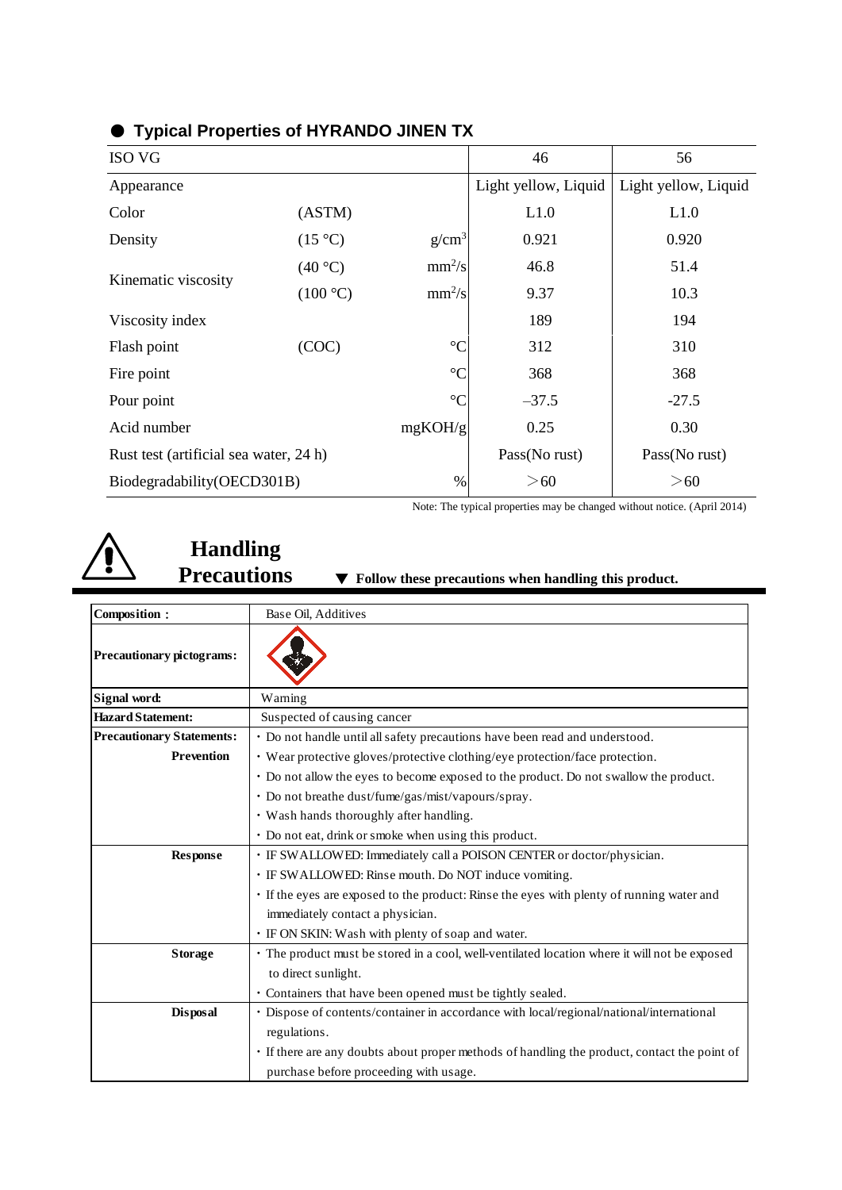## ● Typical Properties of HYRANDO JINEN TX

| ISO VG | | | 46 | 56 |
|---|---|---|---|---|
| Appearance | | | Light yellow, Liquid | Light yellow, Liquid |
| Color | (ASTM) | | L1.0 | L1.0 |
| Density | (15 °C) | $g/cm^3$ | 0.921 | 0.920 |
| Kinematic viscosity | (40 °C) | $mm^2/s$ | 46.8 | 51.4 |
| | (100 °C) | $mm^2/s$ | 9.37 | 10.3 |
| Viscosity index | | | 189 | 194 |
| Flash point | (COC) | °C | 312 | 310 |
| Fire point | | °C | 368 | 368 |
| Pour point | | °C | –37.5 | -27.5 |
| Acid number | | mgKOH/g | 0.25 | 0.30 |
| Rust test (artificial sea water, 24 h) | | | Pass(No rust) | Pass(No rust) |
| Biodegradability(OECD301B) | | % | ＞60 | ＞60 |

Note: The typical properties may be changed without notice. (April 2014)

## Handling Precautions

▼ **Follow these precautions when handling this product.**

| | |
|---|---|
| **Composition :** | Base Oil, Additives |
| **Precautionary pictograms:** | |
| **Signal word:** | Warning |
| **Hazard Statement:** | Suspected of causing cancer |
| **Precautionary Statements:** **Prevention** | ・Do not handle until all safety precautions have been read and understood.<br>・Wear protective gloves/protective clothing/eye protection/face protection.<br>・Do not allow the eyes to become exposed to the product. Do not swallow the product.<br>・Do not breathe dust/fume/gas/mist/vapours/spray.<br>・Wash hands thoroughly after handling.<br>・Do not eat, drink or smoke when using this product. |
| **Response** | ・IF SWALLOWED: Immediately call a POISON CENTER or doctor/physician.<br>・IF SWALLOWED: Rinse mouth. Do NOT induce vomiting.<br>・If the eyes are exposed to the product: Rinse the eyes with plenty of running water and immediately contact a physician.<br>・IF ON SKIN: Wash with plenty of soap and water. |
| **Storage** | ・The product must be stored in a cool, well-ventilated location where it will not be exposed to direct sunlight.<br>・Containers that have been opened must be tightly sealed. |
| **Disposal** | ・Dispose of contents/container in accordance with local/regional/national/international regulations.<br>・If there are any doubts about proper methods of handling the product, contact the point of purchase before proceeding with usage. |